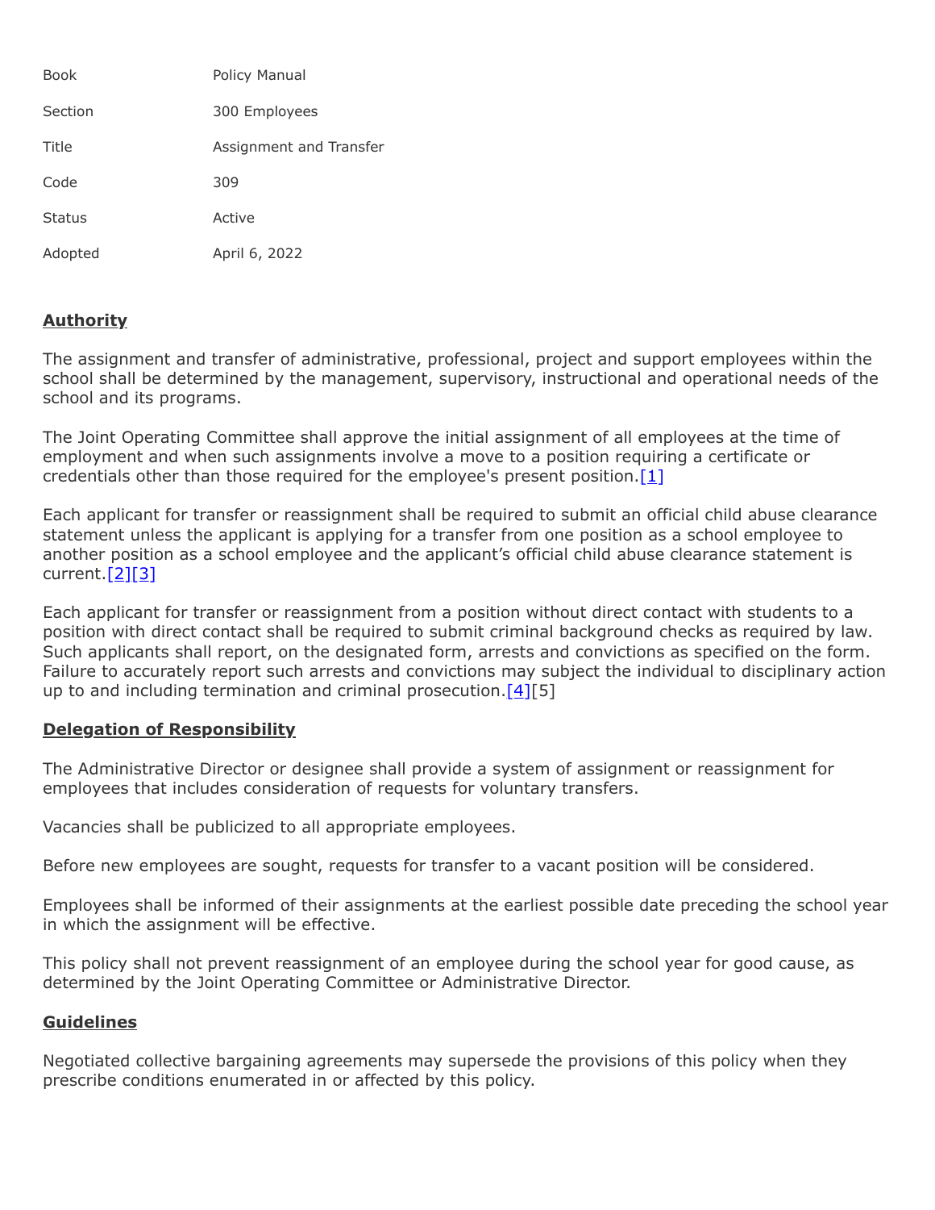| | |
|---|---|
| Book | Policy Manual |
| Section | 300 Employees |
| Title | Assignment and Transfer |
| Code | 309 |
| Status | Active |
| Adopted | April 6, 2022 |

## Authority

The assignment and transfer of administrative, professional, project and support employees within the school shall be determined by the management, supervisory, instructional and operational needs of the school and its programs.

The Joint Operating Committee shall approve the initial assignment of all employees at the time of employment and when such assignments involve a move to a position requiring a certificate or credentials other than those required for the employee's present position.[1]

Each applicant for transfer or reassignment shall be required to submit an official child abuse clearance statement unless the applicant is applying for a transfer from one position as a school employee to another position as a school employee and the applicant's official child abuse clearance statement is current.[2][3]

Each applicant for transfer or reassignment from a position without direct contact with students to a position with direct contact shall be required to submit criminal background checks as required by law. Such applicants shall report, on the designated form, arrests and convictions as specified on the form. Failure to accurately report such arrests and convictions may subject the individual to disciplinary action up to and including termination and criminal prosecution.[4][5]

## Delegation of Responsibility

The Administrative Director or designee shall provide a system of assignment or reassignment for employees that includes consideration of requests for voluntary transfers.

Vacancies shall be publicized to all appropriate employees.

Before new employees are sought, requests for transfer to a vacant position will be considered.

Employees shall be informed of their assignments at the earliest possible date preceding the school year in which the assignment will be effective.

This policy shall not prevent reassignment of an employee during the school year for good cause, as determined by the Joint Operating Committee or Administrative Director.

## Guidelines

Negotiated collective bargaining agreements may supersede the provisions of this policy when they prescribe conditions enumerated in or affected by this policy.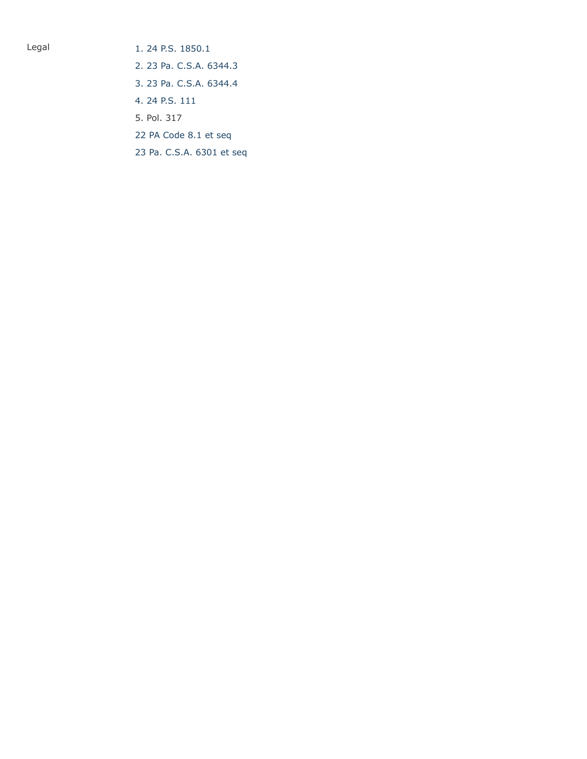Legal

1. 24 P.S. 1850.1
2. 23 Pa. C.S.A. 6344.3
3. 23 Pa. C.S.A. 6344.4
4. 24 P.S. 111
5. Pol. 317

22 PA Code 8.1 et seq

23 Pa. C.S.A. 6301 et seq